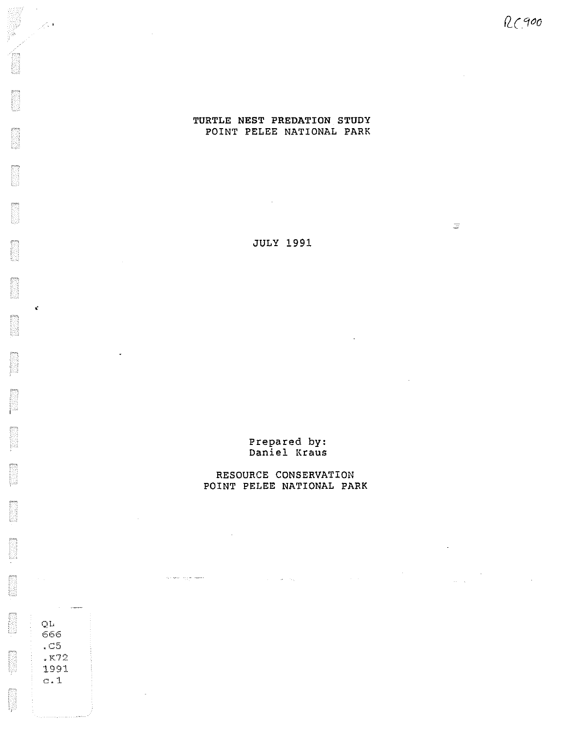RC900

# TURTLE NEST PREDATION STUDY
# POINT PELEE NATIONAL PARK

JULY 1991

Prepared by:
Daniel Kraus

RESOURCE CONSERVATION
POINT PELEE NATIONAL PARK

QL
666
.C5
.K72
1991
c.1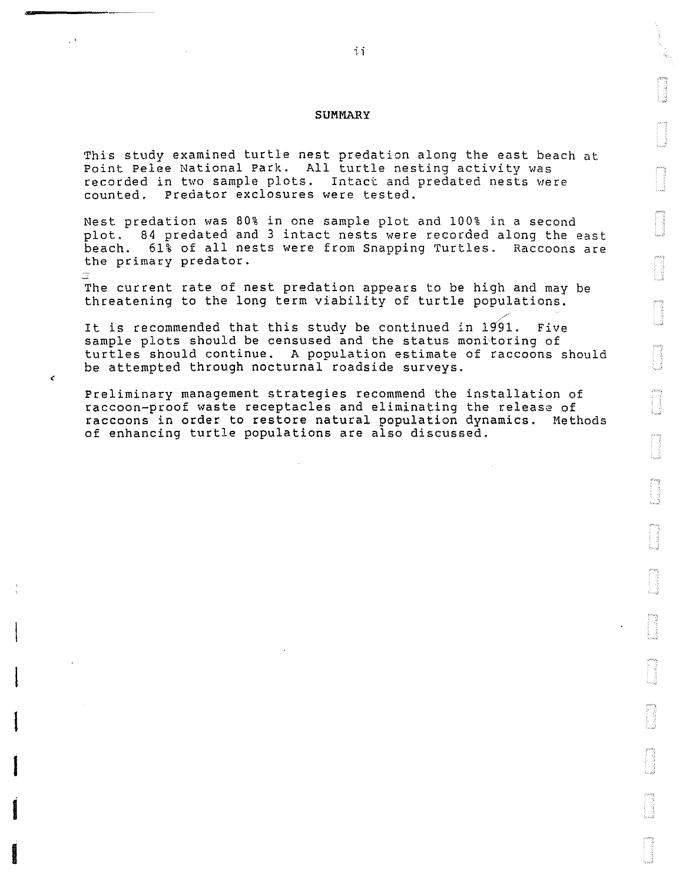## SUMMARY

This study examined turtle nest predation along the east beach at Point Pelee National Park. All turtle nesting activity was recorded in two sample plots. Intact and predated nests were counted. Predator exclosures were tested.

Nest predation was 80% in one sample plot and 100% in a second plot. 84 predated and 3 intact nests were recorded along the east beach. 61% of all nests were from Snapping Turtles. Raccoons are the primary predator.

The current rate of nest predation appears to be high and may be threatening to the long term viability of turtle populations.

It is recommended that this study be continued in 1991. Five sample plots should be censused and the status monitoring of turtles should continue. A population estimate of raccoons should be attempted through nocturnal roadside surveys.

Preliminary management strategies recommend the installation of raccoon-proof waste receptacles and eliminating the release of raccoons in order to restore natural population dynamics. Methods of enhancing turtle populations are also discussed.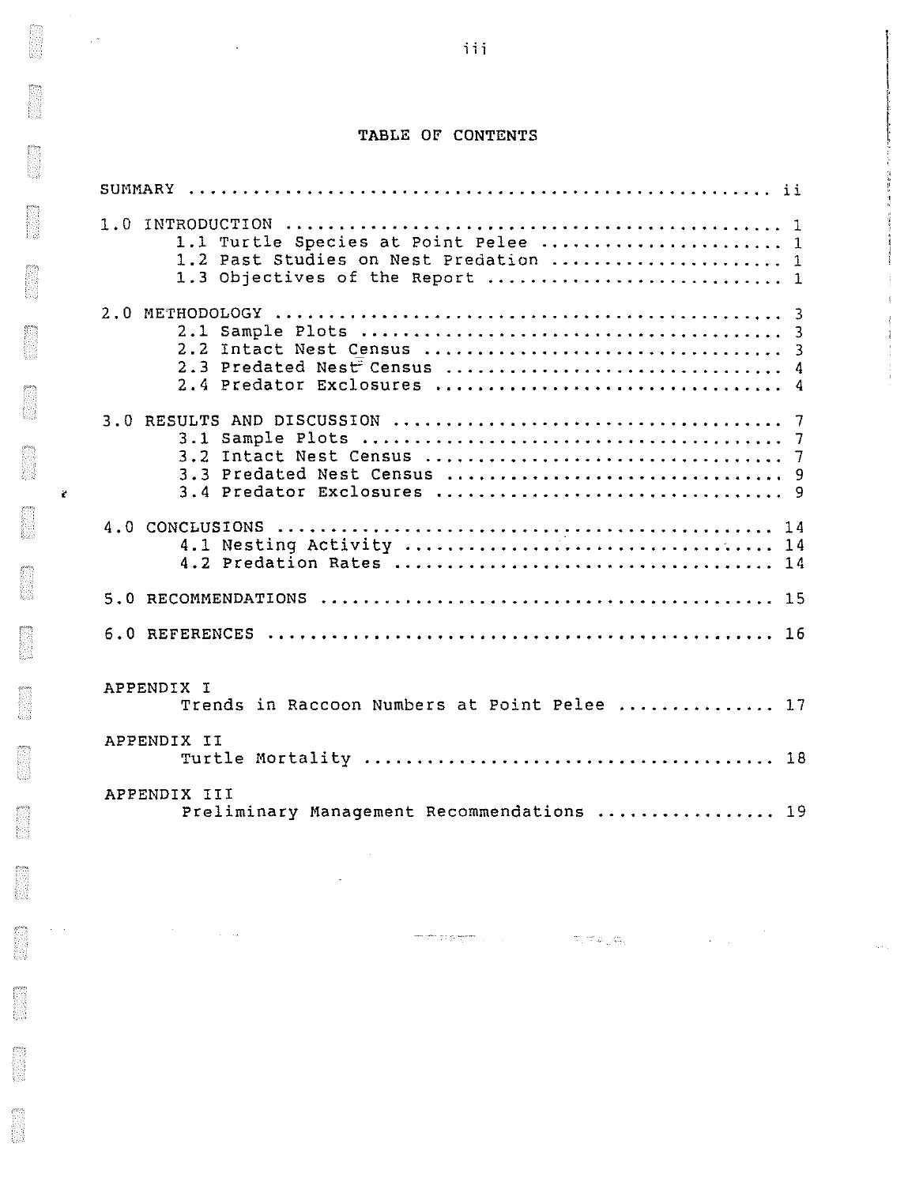# TABLE OF CONTENTS

SUMMARY ........................................................ ii

1.0 INTRODUCTION ................................................ 1
- 1.1 Turtle Species at Point Pelee ........................ 1
- 1.2 Past Studies on Nest Predation ...................... 1
- 1.3 Objectives of the Report ............................ 1

2.0 METHODOLOGY ................................................. 3
- 2.1 Sample Plots ......................................... 3
- 2.2 Intact Nest Census ................................... 3
- 2.3 Predated Nest Census ................................. 4
- 2.4 Predator Exclosures .................................. 4

3.0 RESULTS AND DISCUSSION ...................................... 7
- 3.1 Sample Plots ......................................... 7
- 3.2 Intact Nest Census ................................... 7
- 3.3 Predated Nest Census ................................. 9
- 3.4 Predator Exclosures .................................. 9

4.0 CONCLUSIONS ................................................. 14
- 4.1 Nesting Activity ..................................... 14
- 4.2 Predation Rates ...................................... 14

5.0 RECOMMENDATIONS ............................................. 15

6.0 REFERENCES .................................................. 16

APPENDIX I
Trends in Raccoon Numbers at Point Pelee .............. 17

APPENDIX II
Turtle Mortality ...................................... 18

APPENDIX III
Preliminary Management Recommendations ................ 19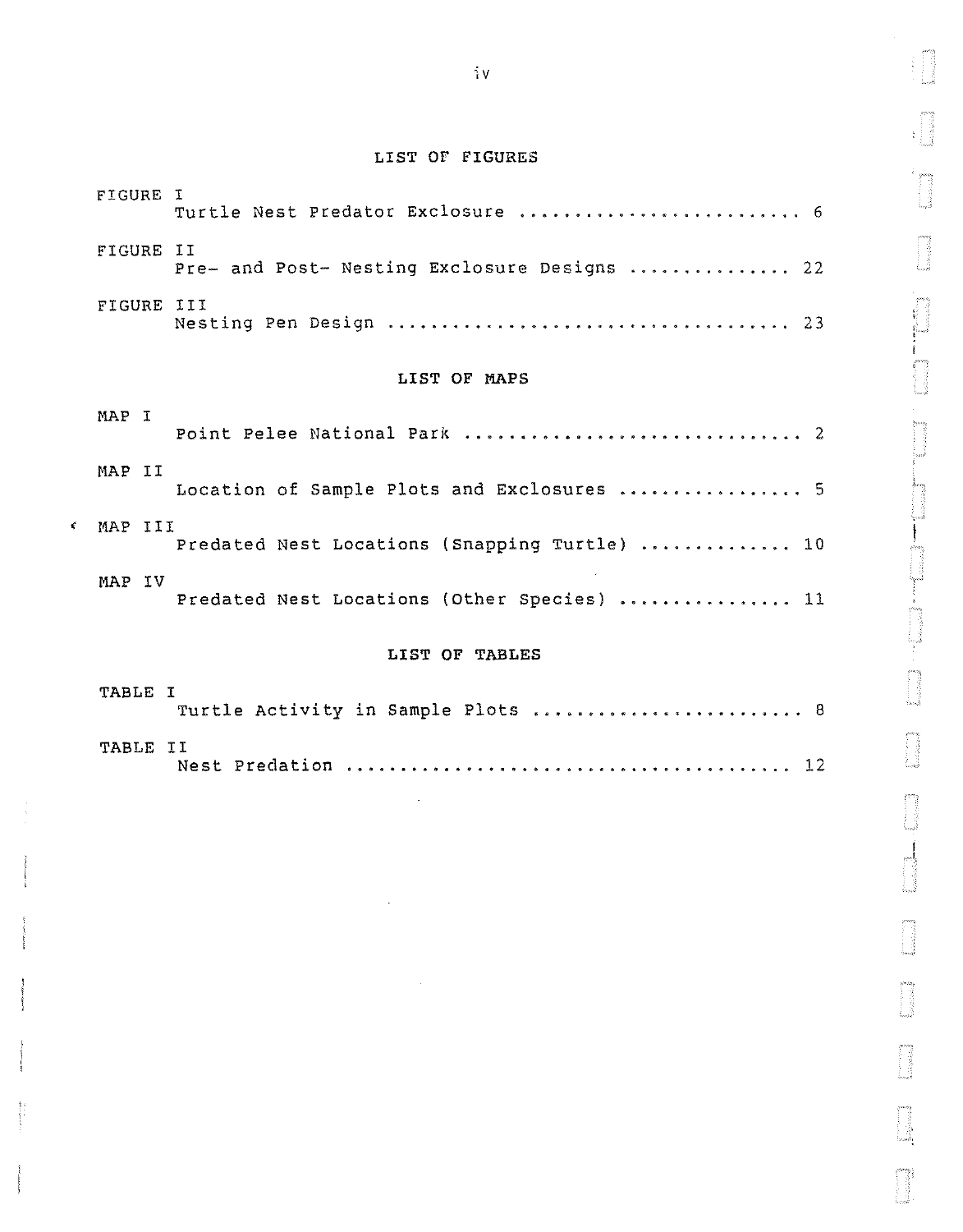## LIST OF FIGURES

FIGURE I
Turtle Nest Predator Exclosure ........................ 6

FIGURE II
Pre- and Post- Nesting Exclosure Designs .............. 22

FIGURE III
Nesting Pen Design .................................... 23

## LIST OF MAPS

MAP I
Point Pelee National Park ............................. 2

MAP II
Location of Sample Plots and Exclosures ............... 5

MAP III
Predated Nest Locations (Snapping Turtle) ............. 10

MAP IV
Predated Nest Locations (Other Species) ............... 11

## LIST OF TABLES

TABLE I
Turtle Activity in Sample Plots ....................... 8

TABLE II
Nest Predation ........................................ 12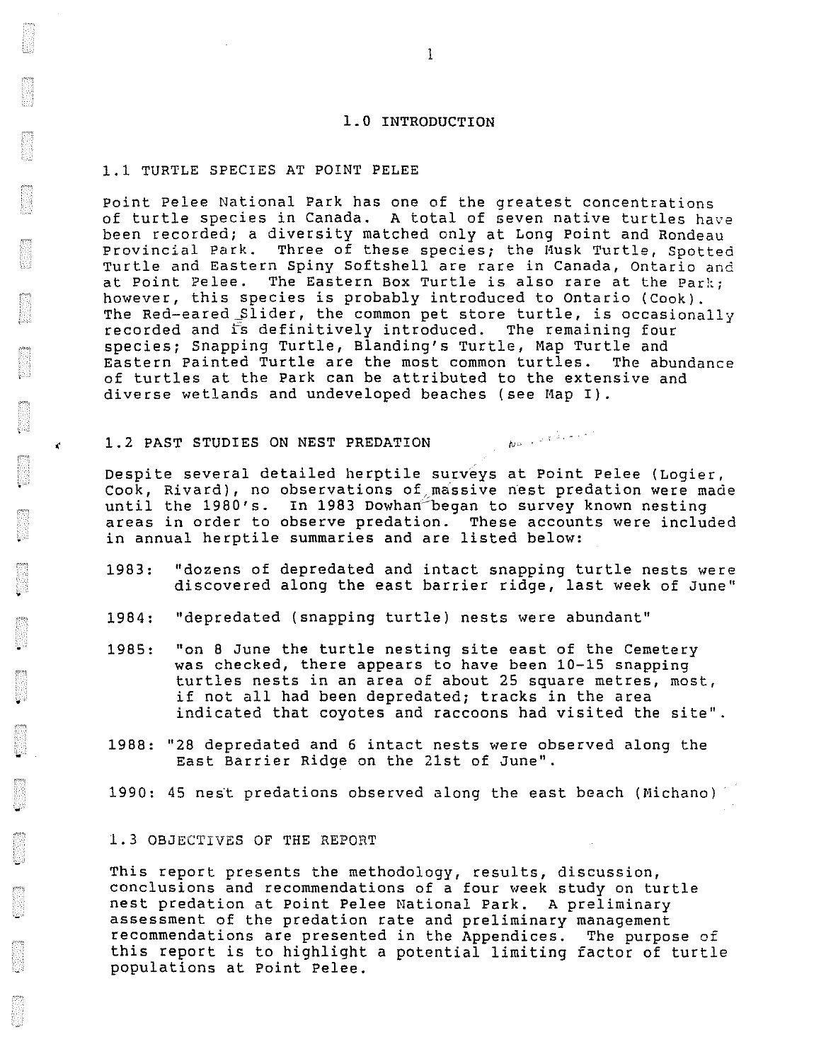# 1.0 INTRODUCTION

## 1.1 TURTLE SPECIES AT POINT PELEE

Point Pelee National Park has one of the greatest concentrations of turtle species in Canada. A total of seven native turtles have been recorded; a diversity matched only at Long Point and Rondeau Provincial Park. Three of these species; the Musk Turtle, Spotted Turtle and Eastern Spiny Softshell are rare in Canada, Ontario and at Point Pelee. The Eastern Box Turtle is also rare at the Park; however, this species is probably introduced to Ontario (Cook). The Red-eared Slider, the common pet store turtle, is occasionally recorded and is definitively introduced. The remaining four species; Snapping Turtle, Blanding's Turtle, Map Turtle and Eastern Painted Turtle are the most common turtles. The abundance of turtles at the Park can be attributed to the extensive and diverse wetlands and undeveloped beaches (see Map I).

## 1.2 PAST STUDIES ON NEST PREDATION

Despite several detailed herptile surveys at Point Pelee (Logier, Cook, Rivard), no observations of massive nest predation were made until the 1980's. In 1983 Dowhan began to survey known nesting areas in order to observe predation. These accounts were included in annual herptile summaries and are listed below:

1983: "dozens of depredated and intact snapping turtle nests were discovered along the east barrier ridge, last week of June"

1984: "depredated (snapping turtle) nests were abundant"

1985: "on 8 June the turtle nesting site east of the Cemetery was checked, there appears to have been 10-15 snapping turtles nests in an area of about 25 square metres, most, if not all had been depredated; tracks in the area indicated that coyotes and raccoons had visited the site".

1988: "28 depredated and 6 intact nests were observed along the East Barrier Ridge on the 21st of June".

1990: 45 nest predations observed along the east beach (Michano)

## 1.3 OBJECTIVES OF THE REPORT

This report presents the methodology, results, discussion, conclusions and recommendations of a four week study on turtle nest predation at Point Pelee National Park. A preliminary assessment of the predation rate and preliminary management recommendations are presented in the Appendices. The purpose of this report is to highlight a potential limiting factor of turtle populations at Point Pelee.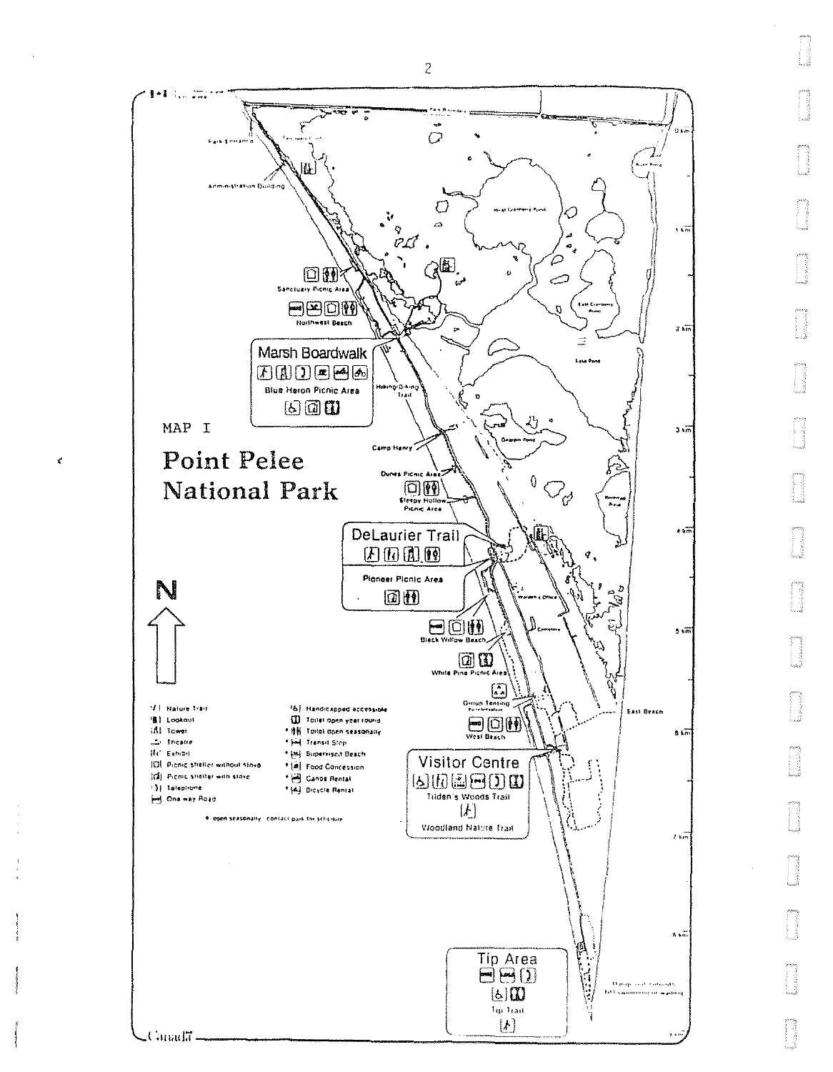MAP I

# Point Pelee National Park

Park Entrance

Administration Building

Sanctuary Picnic Area

Northwest Beach

Marsh Boardwalk

Blue Heron Picnic Area

Hiking/Biking Trail

Camp Henry

Dunes Picnic Area

Sleepy Hollow Picnic Area

DeLaurier Trail

Pioneer Picnic Area

Black Willow Beach

White Pine Picnic Area

Group Tenting

West Beach

East Beach

Visitor Centre

Tilden's Woods Trail

Woodland Nature Trail

Tip Area

Tip Trail

West Cranberry Pond

East Cranberry Pond

Lake Pond

Redhead Pond

Warden's Office

Cemetery

N

- Nature Trail
- Lookout
- Tower
- Theatre
- Exhibit
- Picnic shelter without stove
- Picnic shelter with stove
- Telephone
- One way Road
- Handicapped accessible
- Toilet open year round
- * Toilet open seasonally
- * Transit Stop
- * Supervised Beach
- * Food Concession
- * Canoe Rental
- * Bicycle Rental

* open seasonally - contact park for schedule

0 km · 1 km · 2 km · 3 km · 4 km · 5 km · 6 km · 7 km · 8 km

Canada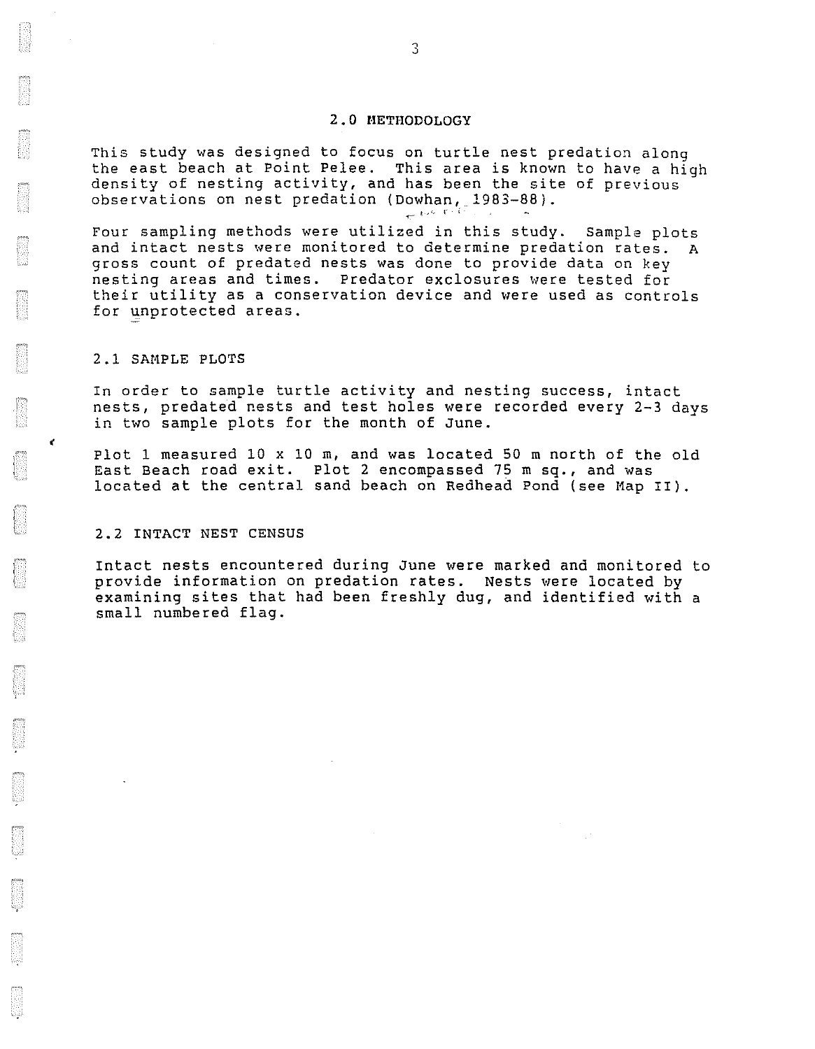## 2.0 METHODOLOGY

This study was designed to focus on turtle nest predation along the east beach at Point Pelee. This area is known to have a high density of nesting activity, and has been the site of previous observations on nest predation (Dowhan, 1983-88).

Four sampling methods were utilized in this study. Sample plots and intact nests were monitored to determine predation rates. A gross count of predated nests was done to provide data on key nesting areas and times. Predator exclosures were tested for their utility as a conservation device and were used as controls for unprotected areas.

### 2.1 SAMPLE PLOTS

In order to sample turtle activity and nesting success, intact nests, predated nests and test holes were recorded every 2-3 days in two sample plots for the month of June.

Plot 1 measured 10 x 10 m, and was located 50 m north of the old East Beach road exit. Plot 2 encompassed 75 m sq., and was located at the central sand beach on Redhead Pond (see Map II).

### 2.2 INTACT NEST CENSUS

Intact nests encountered during June were marked and monitored to provide information on predation rates. Nests were located by examining sites that had been freshly dug, and identified with a small numbered flag.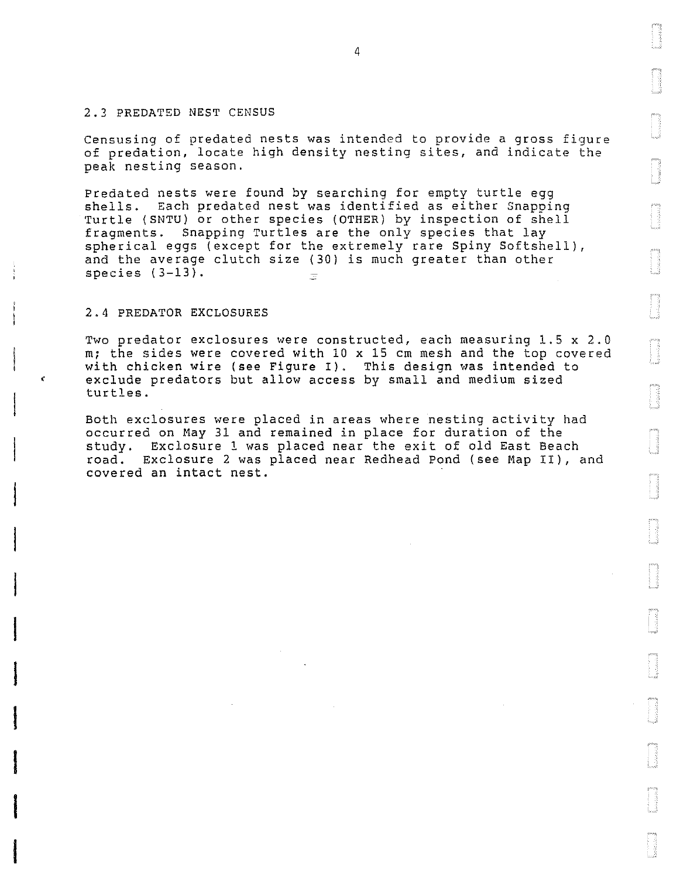## 2.3 PREDATED NEST CENSUS

Censusing of predated nests was intended to provide a gross figure of predation, locate high density nesting sites, and indicate the peak nesting season.

Predated nests were found by searching for empty turtle egg shells. Each predated nest was identified as either Snapping Turtle (SNTU) or other species (OTHER) by inspection of shell fragments. Snapping Turtles are the only species that lay spherical eggs (except for the extremely rare Spiny Softshell), and the average clutch size (30) is much greater than other species (3-13).

## 2.4 PREDATOR EXCLOSURES

Two predator exclosures were constructed, each measuring 1.5 x 2.0 m; the sides were covered with 10 x 15 cm mesh and the top covered with chicken wire (see Figure I). This design was intended to exclude predators but allow access by small and medium sized turtles.

Both exclosures were placed in areas where nesting activity had occurred on May 31 and remained in place for duration of the study. Exclosure 1 was placed near the exit of old East Beach road. Exclosure 2 was placed near Redhead Pond (see Map II), and covered an intact nest.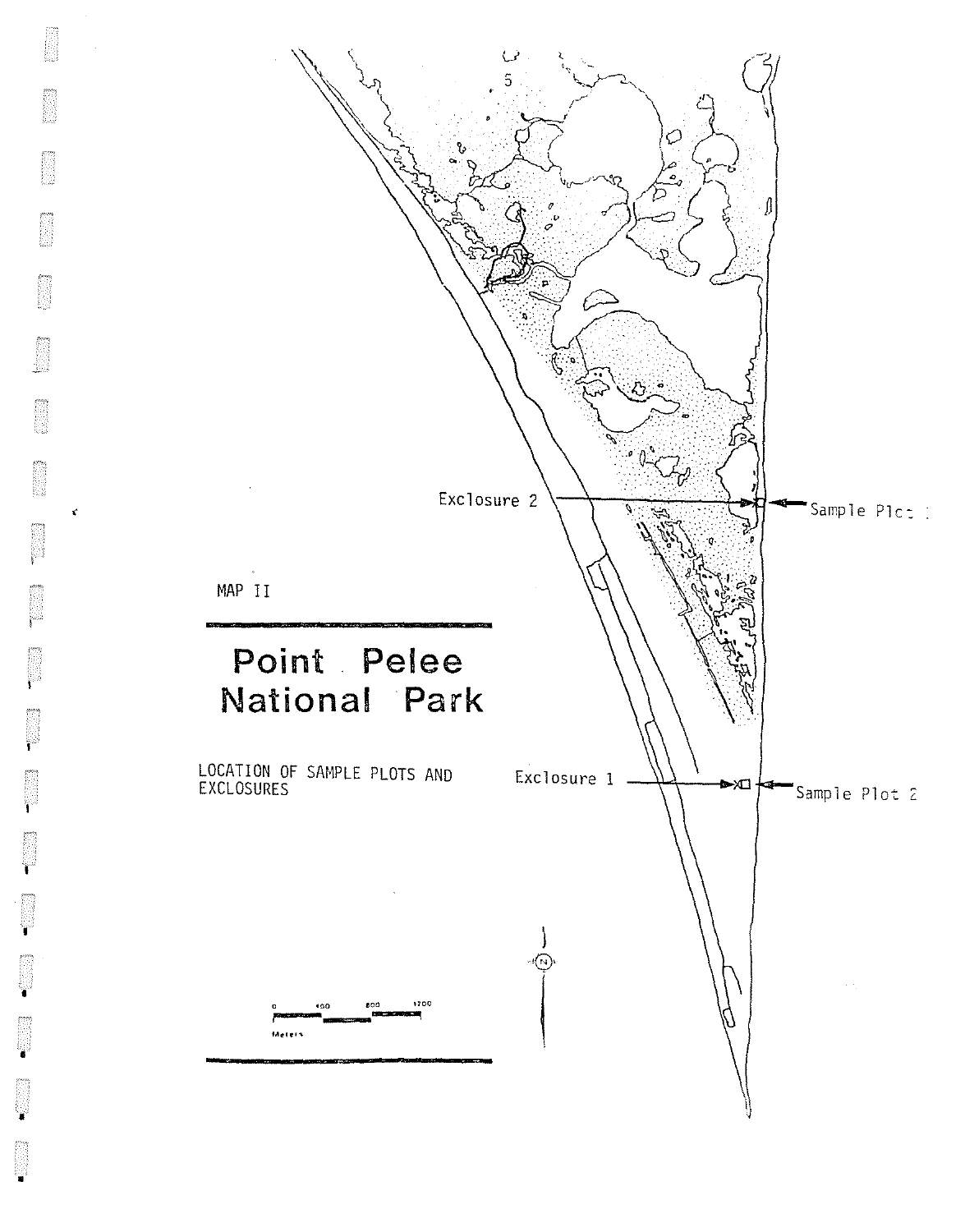MAP II

# Point Pelee National Park

LOCATION OF SAMPLE PLOTS AND EXCLOSURES

Exclosure 2

Sample Plot 1

Exclosure 1

Sample Plot 2

0 400 800 1200

Meters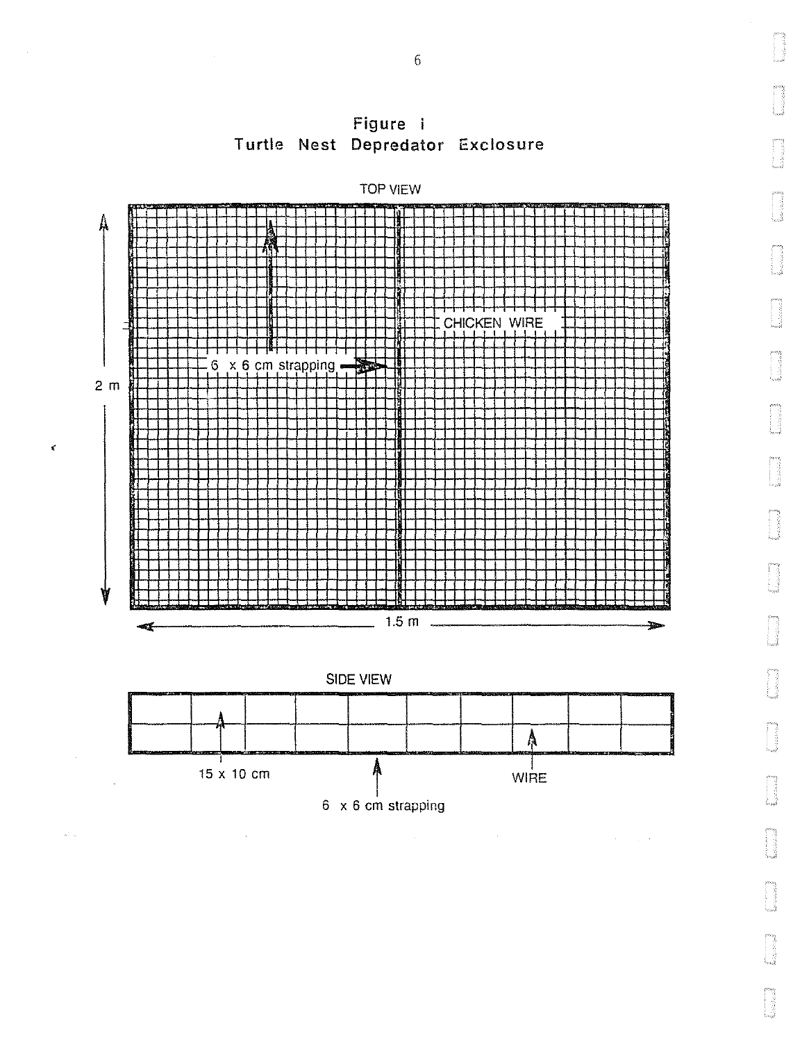**Figure i**
**Turtle Nest Depredator Exclosure**

TOP VIEW

6 x 6 cm strapping

CHICKEN WIRE

2 m

1.5 m

SIDE VIEW

15 x 10 cm

6 x 6 cm strapping

WIRE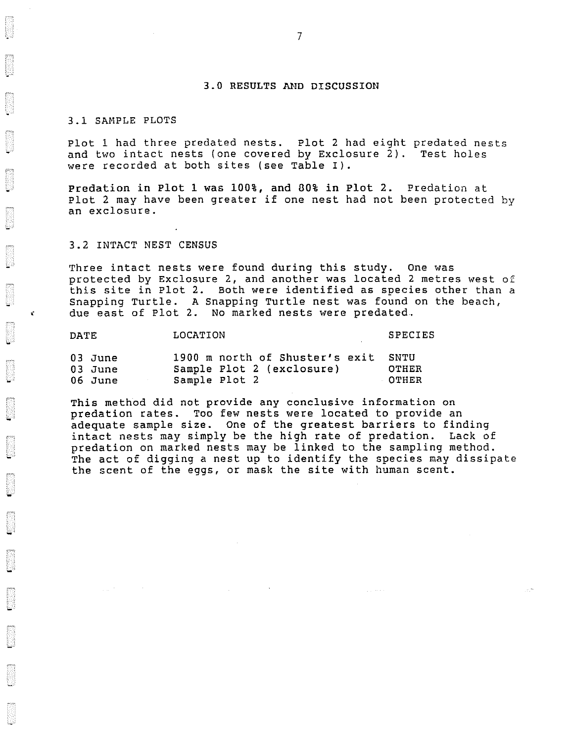# 3.0 RESULTS AND DISCUSSION

## 3.1 SAMPLE PLOTS

Plot 1 had three predated nests. Plot 2 had eight predated nests and two intact nests (one covered by Exclosure 2). Test holes were recorded at both sites (see Table I).

**Predation in Plot 1 was 100%, and 80% in Plot 2.** Predation at Plot 2 may have been greater if one nest had not been protected by an exclosure.

## 3.2 INTACT NEST CENSUS

Three intact nests were found during this study. One was protected by Exclosure 2, and another was located 2 metres west of this site in Plot 2. Both were identified as species other than a Snapping Turtle. A Snapping Turtle nest was found on the beach, due east of Plot 2. No marked nests were predated.

| DATE | LOCATION | SPECIES |
|---|---|---|
| 03 June | 1900 m north of Shuster's exit | SNTU |
| 03 June | Sample Plot 2 (exclosure) | OTHER |
| 06 June | Sample Plot 2 | OTHER |

This method did not provide any conclusive information on predation rates. Too few nests were located to provide an adequate sample size. One of the greatest barriers to finding intact nests may simply be the high rate of predation. Lack of predation on marked nests may be linked to the sampling method. The act of digging a nest up to identify the species may dissipate the scent of the eggs, or mask the site with human scent.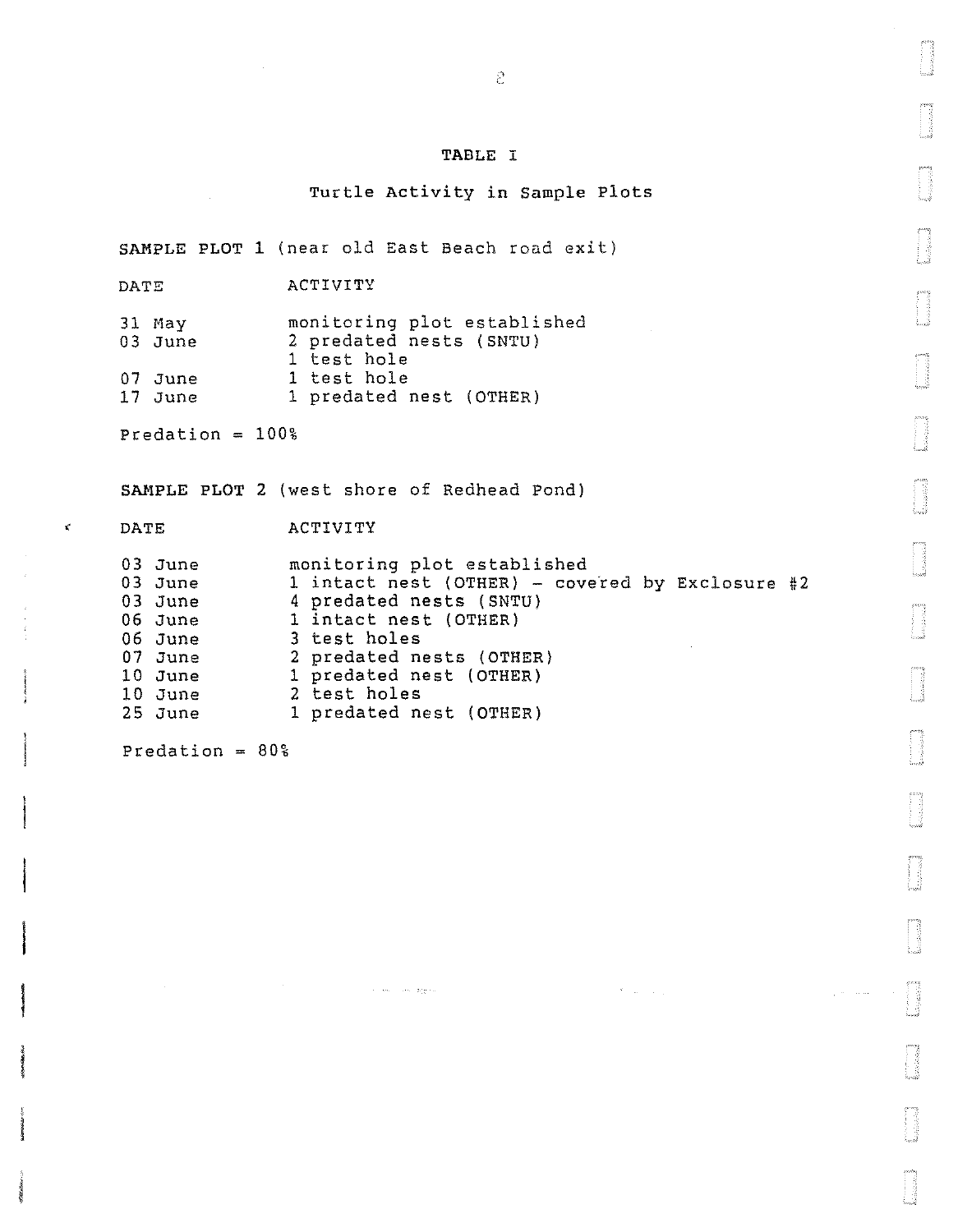# TABLE I

## Turtle Activity in Sample Plots

**SAMPLE PLOT 1** (near old East Beach road exit)

| DATE | ACTIVITY |
|---|---|
| 31 May | monitoring plot established |
| 03 June | 2 predated nests (SNTU) |
| | 1 test hole |
| 07 June | 1 test hole |
| 17 June | 1 predated nest (OTHER) |

Predation = 100%

**SAMPLE PLOT 2** (west shore of Redhead Pond)

| DATE | ACTIVITY |
|---|---|
| 03 June | monitoring plot established |
| 03 June | 1 intact nest (OTHER) - covered by Exclosure #2 |
| 03 June | 4 predated nests (SNTU) |
| 06 June | 1 intact nest (OTHER) |
| 06 June | 3 test holes |
| 07 June | 2 predated nests (OTHER) |
| 10 June | 1 predated nest (OTHER) |
| 10 June | 2 test holes |
| 25 June | 1 predated nest (OTHER) |

Predation = 80%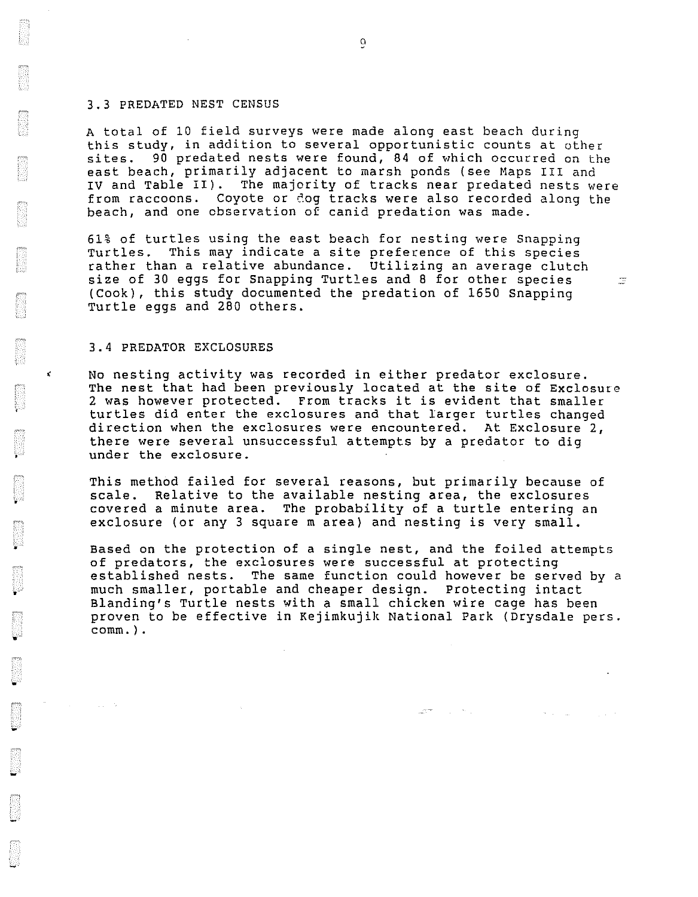### 3.3 PREDATED NEST CENSUS

A total of 10 field surveys were made along east beach during this study, in addition to several opportunistic counts at other sites. 90 predated nests were found, 84 of which occurred on the east beach, primarily adjacent to marsh ponds (see Maps III and IV and Table II). The majority of tracks near predated nests were from raccoons. Coyote or dog tracks were also recorded along the beach, and one observation of canid predation was made.

61% of turtles using the east beach for nesting were Snapping Turtles. This may indicate a site preference of this species rather than a relative abundance. Utilizing an average clutch size of 30 eggs for Snapping Turtles and 8 for other species (Cook), this study documented the predation of 1650 Snapping Turtle eggs and 280 others.

### 3.4 PREDATOR EXCLOSURES

No nesting activity was recorded in either predator exclosure. The nest that had been previously located at the site of Exclosure 2 was however protected. From tracks it is evident that smaller turtles did enter the exclosures and that larger turtles changed direction when the exclosures were encountered. At Exclosure 2, there were several unsuccessful attempts by a predator to dig under the exclosure.

This method failed for several reasons, but primarily because of scale. Relative to the available nesting area, the exclosures covered a minute area. The probability of a turtle entering an exclosure (or any 3 square m area) and nesting is very small.

Based on the protection of a single nest, and the foiled attempts of predators, the exclosures were successful at protecting established nests. The same function could however be served by a much smaller, portable and cheaper design. Protecting intact Blanding's Turtle nests with a small chicken wire cage has been proven to be effective in Kejimkujik National Park (Drysdale pers. comm.).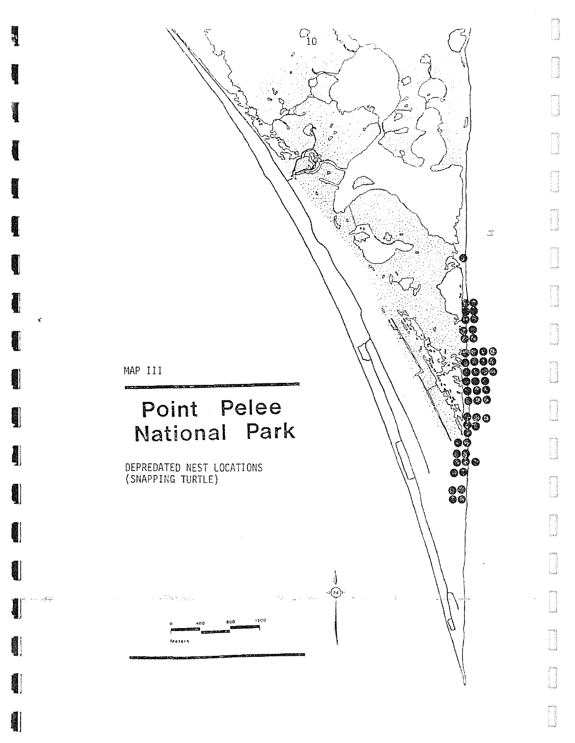MAP III

# Point Pelee National Park

DEPREDATED NEST LOCATIONS
(SNAPPING TURTLE)

0 400 800 1200
Meters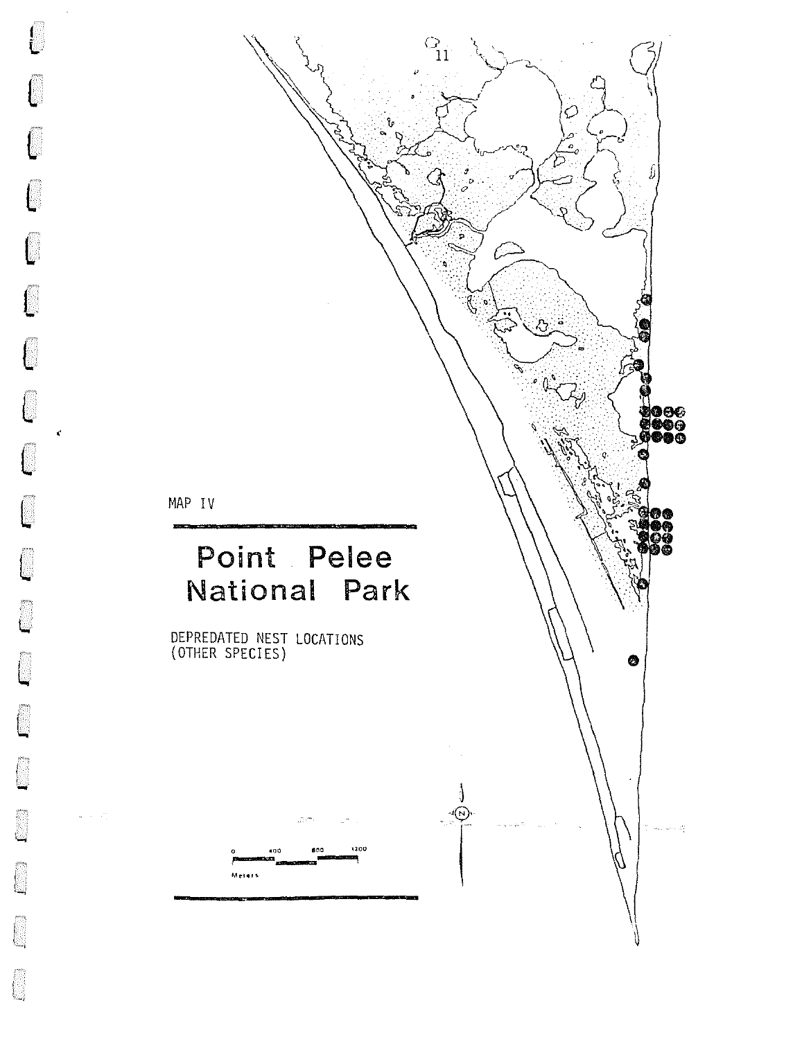MAP IV

# Point Pelee National Park

DEPREDATED NEST LOCATIONS
(OTHER SPECIES)

0 400 800 1200
Meters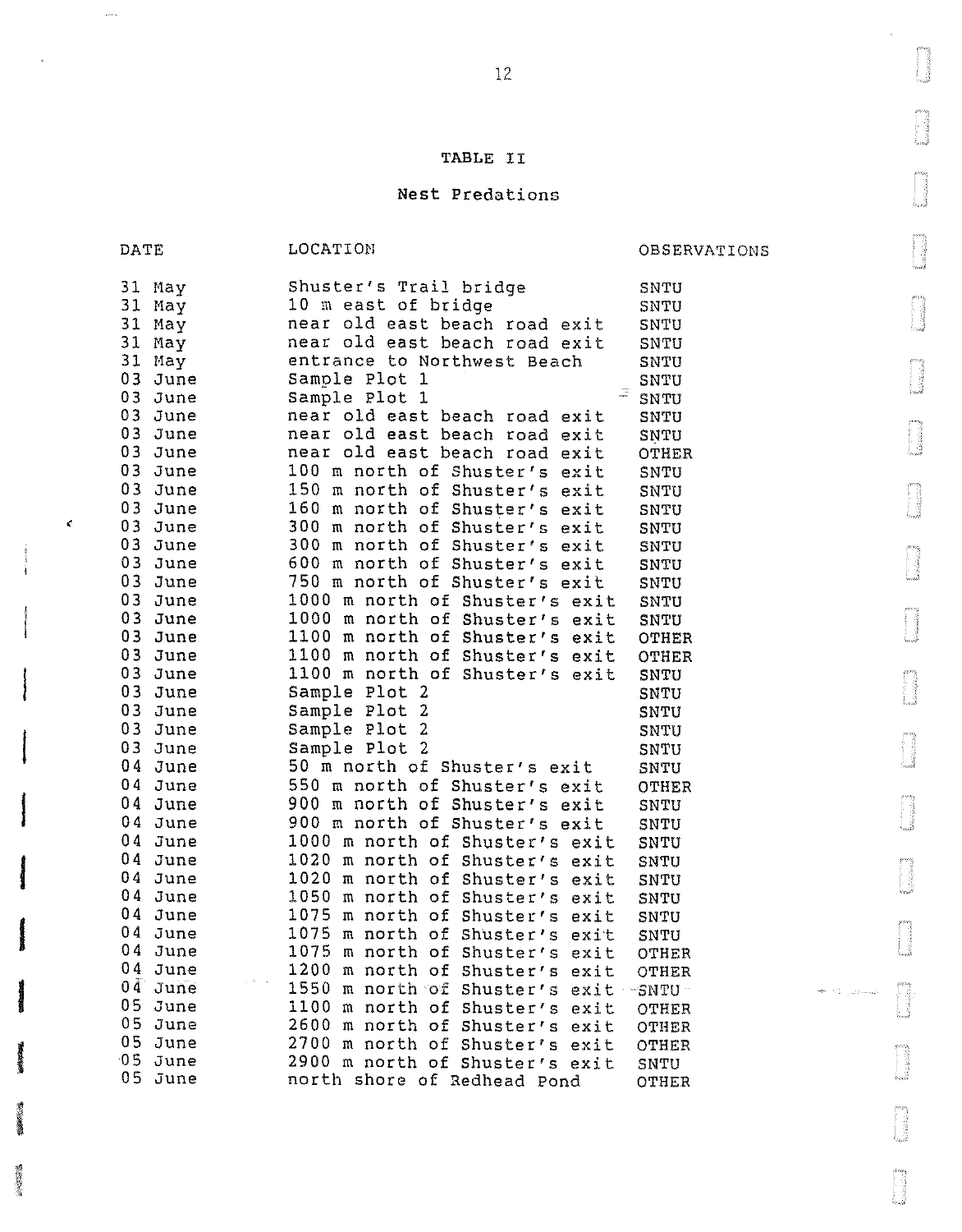## TABLE II

### Nest Predations

| DATE | LOCATION | OBSERVATIONS |
|---|---|---|
| 31 May | Shuster's Trail bridge | SNTU |
| 31 May | 10 m east of bridge | SNTU |
| 31 May | near old east beach road exit | SNTU |
| 31 May | near old east beach road exit | SNTU |
| 31 May | entrance to Northwest Beach | SNTU |
| 03 June | Sample Plot 1 | SNTU |
| 03 June | Sample Plot 1 | SNTU |
| 03 June | near old east beach road exit | SNTU |
| 03 June | near old east beach road exit | SNTU |
| 03 June | near old east beach road exit | OTHER |
| 03 June | 100 m north of Shuster's exit | SNTU |
| 03 June | 150 m north of Shuster's exit | SNTU |
| 03 June | 160 m north of Shuster's exit | SNTU |
| 03 June | 300 m north of Shuster's exit | SNTU |
| 03 June | 300 m north of Shuster's exit | SNTU |
| 03 June | 600 m north of Shuster's exit | SNTU |
| 03 June | 750 m north of Shuster's exit | SNTU |
| 03 June | 1000 m north of Shuster's exit | SNTU |
| 03 June | 1000 m north of Shuster's exit | SNTU |
| 03 June | 1100 m north of Shuster's exit | OTHER |
| 03 June | 1100 m north of Shuster's exit | OTHER |
| 03 June | 1100 m north of Shuster's exit | SNTU |
| 03 June | Sample Plot 2 | SNTU |
| 03 June | Sample Plot 2 | SNTU |
| 03 June | Sample Plot 2 | SNTU |
| 03 June | Sample Plot 2 | SNTU |
| 04 June | 50 m north of Shuster's exit | SNTU |
| 04 June | 550 m north of Shuster's exit | OTHER |
| 04 June | 900 m north of Shuster's exit | SNTU |
| 04 June | 900 m north of Shuster's exit | SNTU |
| 04 June | 1000 m north of Shuster's exit | SNTU |
| 04 June | 1020 m north of Shuster's exit | SNTU |
| 04 June | 1020 m north of Shuster's exit | SNTU |
| 04 June | 1050 m north of Shuster's exit | SNTU |
| 04 June | 1075 m north of Shuster's exit | SNTU |
| 04 June | 1075 m north of Shuster's exit | SNTU |
| 04 June | 1075 m north of Shuster's exit | OTHER |
| 04 June | 1200 m north of Shuster's exit | OTHER |
| 04 June | 1550 m north of Shuster's exit | SNTU |
| 05 June | 1100 m north of Shuster's exit | OTHER |
| 05 June | 2600 m north of Shuster's exit | OTHER |
| 05 June | 2700 m north of Shuster's exit | OTHER |
| 05 June | 2900 m north of Shuster's exit | SNTU |
| 05 June | north shore of Redhead Pond | OTHER |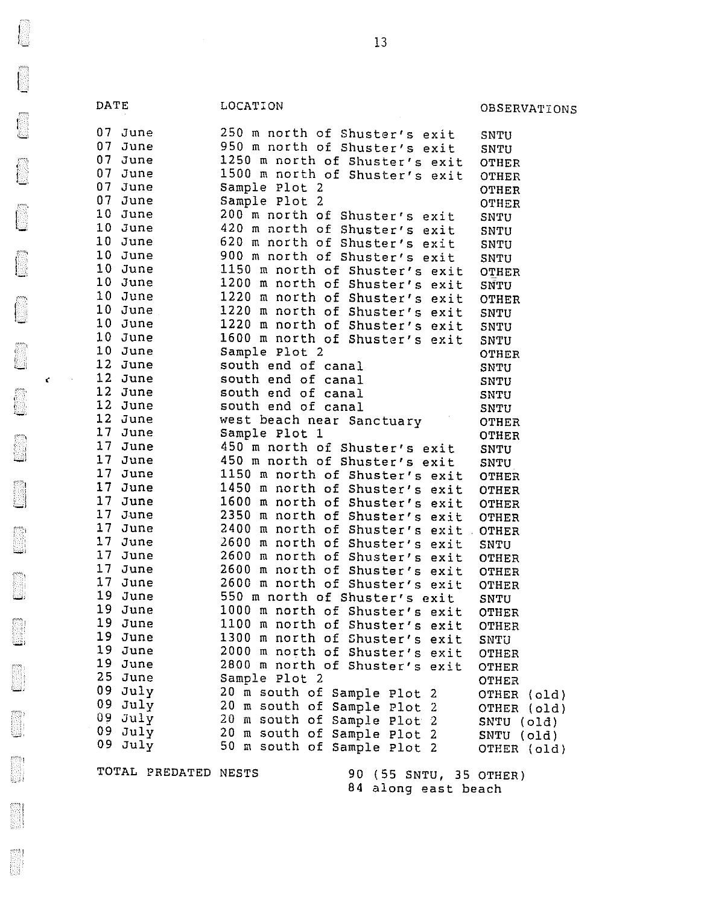| DATE | LOCATION | OBSERVATIONS |
|---|---|---|
| 07 June | 250 m north of Shuster's exit | SNTU |
| 07 June | 950 m north of Shuster's exit | SNTU |
| 07 June | 1250 m north of Shuster's exit | OTHER |
| 07 June | 1500 m north of Shuster's exit | OTHER |
| 07 June | Sample Plot 2 | OTHER |
| 07 June | Sample Plot 2 | OTHER |
| 10 June | 200 m north of Shuster's exit | SNTU |
| 10 June | 420 m north of Shuster's exit | SNTU |
| 10 June | 620 m north of Shuster's exit | SNTU |
| 10 June | 900 m north of Shuster's exit | SNTU |
| 10 June | 1150 m north of Shuster's exit | OTHER |
| 10 June | 1200 m north of Shuster's exit | SNTU |
| 10 June | 1220 m north of Shuster's exit | OTHER |
| 10 June | 1220 m north of Shuster's exit | SNTU |
| 10 June | 1220 m north of Shuster's exit | SNTU |
| 10 June | 1600 m north of Shuster's exit | SNTU |
| 10 June | Sample Plot 2 | OTHER |
| 12 June | south end of canal | SNTU |
| 12 June | south end of canal | SNTU |
| 12 June | south end of canal | SNTU |
| 12 June | south end of canal | SNTU |
| 12 June | west beach near Sanctuary | OTHER |
| 17 June | Sample Plot 1 | OTHER |
| 17 June | 450 m north of Shuster's exit | SNTU |
| 17 June | 450 m north of Shuster's exit | SNTU |
| 17 June | 1150 m north of Shuster's exit | OTHER |
| 17 June | 1450 m north of Shuster's exit | OTHER |
| 17 June | 1600 m north of Shuster's exit | OTHER |
| 17 June | 2350 m north of Shuster's exit | OTHER |
| 17 June | 2400 m north of Shuster's exit | OTHER |
| 17 June | 2600 m north of Shuster's exit | SNTU |
| 17 June | 2600 m north of Shuster's exit | OTHER |
| 17 June | 2600 m north of Shuster's exit | OTHER |
| 17 June | 2600 m north of Shuster's exit | OTHER |
| 19 June | 550 m north of Shuster's exit | SNTU |
| 19 June | 1000 m north of Shuster's exit | OTHER |
| 19 June | 1100 m north of Shuster's exit | OTHER |
| 19 June | 1300 m north of Shuster's exit | SNTU |
| 19 June | 2000 m north of Shuster's exit | OTHER |
| 19 June | 2800 m north of Shuster's exit | OTHER |
| 25 June | Sample Plot 2 | OTHER |
| 09 July | 20 m south of Sample Plot 2 | OTHER (old) |
| 09 July | 20 m south of Sample Plot 2 | OTHER (old) |
| 09 July | 20 m south of Sample Plot 2 | SNTU (old) |
| 09 July | 20 m south of Sample Plot 2 | SNTU (old) |
| 09 July | 50 m south of Sample Plot 2 | OTHER (old) |

TOTAL PREDATED NESTS 90 (55 SNTU, 35 OTHER)
84 along east beach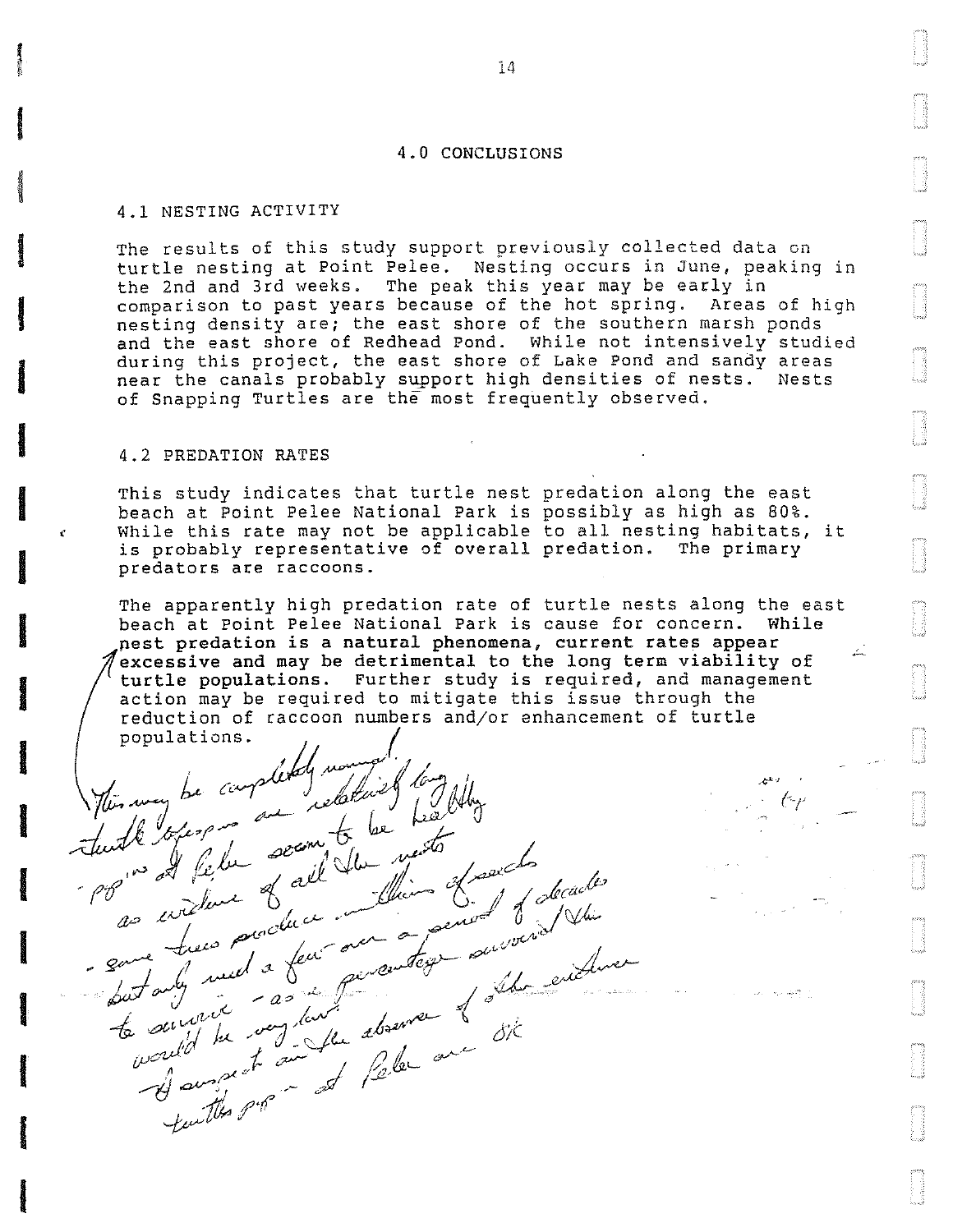## 4.0 CONCLUSIONS

### 4.1 NESTING ACTIVITY

The results of this study support previously collected data on turtle nesting at Point Pelee. Nesting occurs in June, peaking in the 2nd and 3rd weeks. The peak this year may be early in comparison to past years because of the hot spring. Areas of high nesting density are; the east shore of the southern marsh ponds and the east shore of Redhead Pond. While not intensively studied during this project, the east shore of Lake Pond and sandy areas near the canals probably support high densities of nests. Nests of Snapping Turtles are the most frequently observed.

### 4.2 PREDATION RATES

This study indicates that turtle nest predation along the east beach at Point Pelee National Park is possibly as high as 80%. While this rate may not be applicable to all nesting habitats, it is probably representative of overall predation. The primary predators are raccoons.

The apparently high predation rate of turtle nests along the east beach at Point Pelee National Park is cause for concern. While **nest predation is a natural phenomena, current rates appear excessive and may be detrimental to the long term viability of turtle populations.** Further study is required, and management action may be required to mitigate this issue through the reduction of raccoon numbers and/or enhancement of turtle populations.

*This may be completely normal. Turtle lifespans are relatively long & pop'ns at Pelee seem to be healthy as evidence of all the nests - some trees produce millions of seeds over a period of decades but only need a few to survive - as a percentage survival would be very low. I suspect in the absence of other evidence the turtles pop'n at Pelee are OK*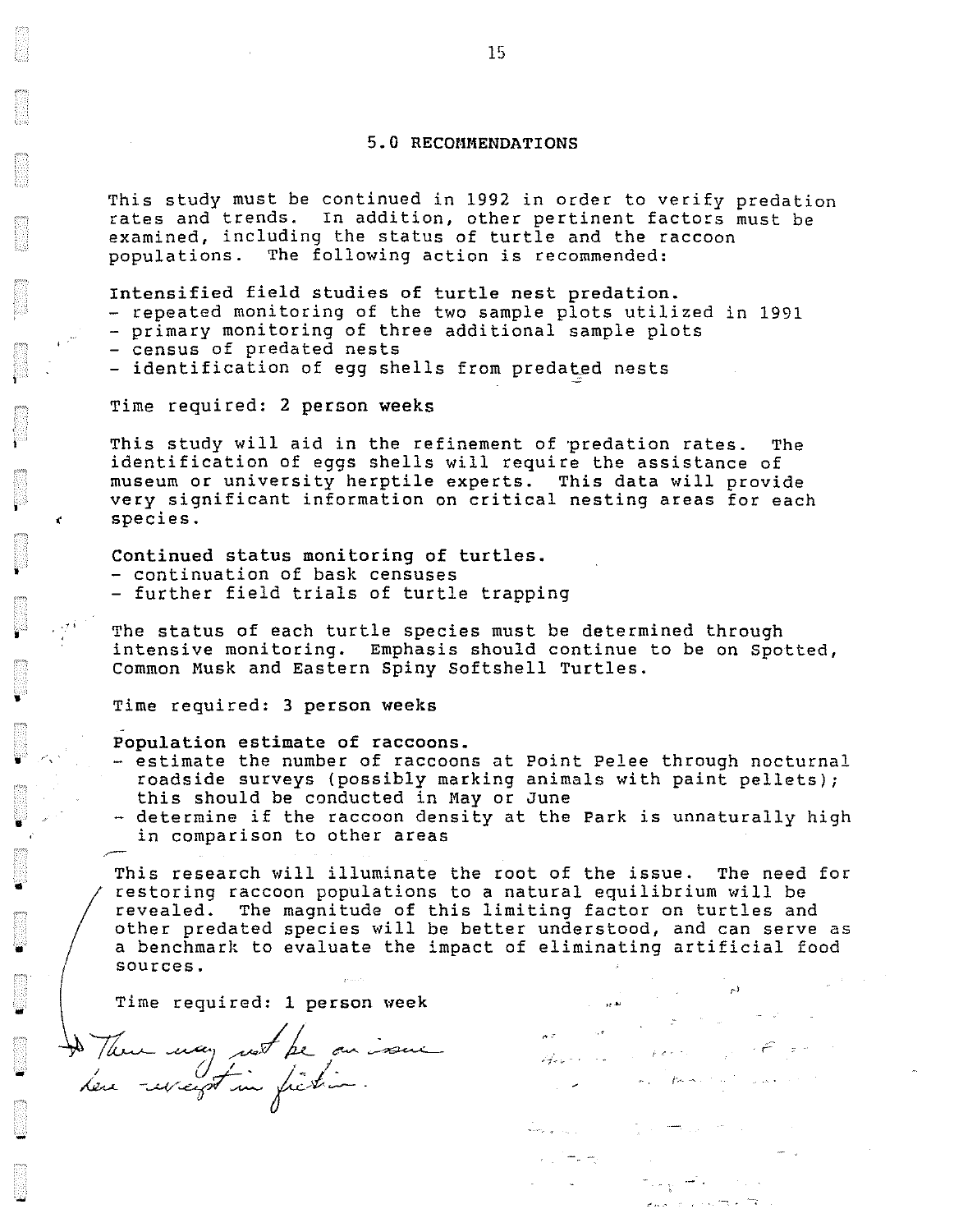## 5.0 RECOMMENDATIONS

This study must be continued in 1992 in order to verify predation rates and trends. In addition, other pertinent factors must be examined, including the status of turtle and the raccoon populations. The following action is recommended:

**Intensified field studies of turtle nest predation.**
- repeated monitoring of the two sample plots utilized in 1991
- primary monitoring of three additional sample plots
- census of predated nests
- identification of egg shells from predated nests

Time required: 2 person weeks

This study will aid in the refinement of predation rates. The identification of eggs shells will require the assistance of museum or university herptile experts. This data will provide very significant information on critical nesting areas for each species.

**Continued status monitoring of turtles.**
- continuation of bask censuses
- further field trials of turtle trapping

The status of each turtle species must be determined through intensive monitoring. Emphasis should continue to be on Spotted, Common Musk and Eastern Spiny Softshell Turtles.

Time required: 3 person weeks

**Population estimate of raccoons.**
- estimate the number of raccoons at Point Pelee through nocturnal roadside surveys (possibly marking animals with paint pellets); this should be conducted in May or June
- determine if the raccoon density at the Park is unnaturally high in comparison to other areas

This research will illuminate the root of the issue. The need for restoring raccoon populations to a natural equilibrium will be revealed. The magnitude of this limiting factor on turtles and other predated species will be better understood, and can serve as a benchmark to evaluate the impact of eliminating artificial food sources.

Time required: 1 person week

*There may not be an issue here - except in fiction.*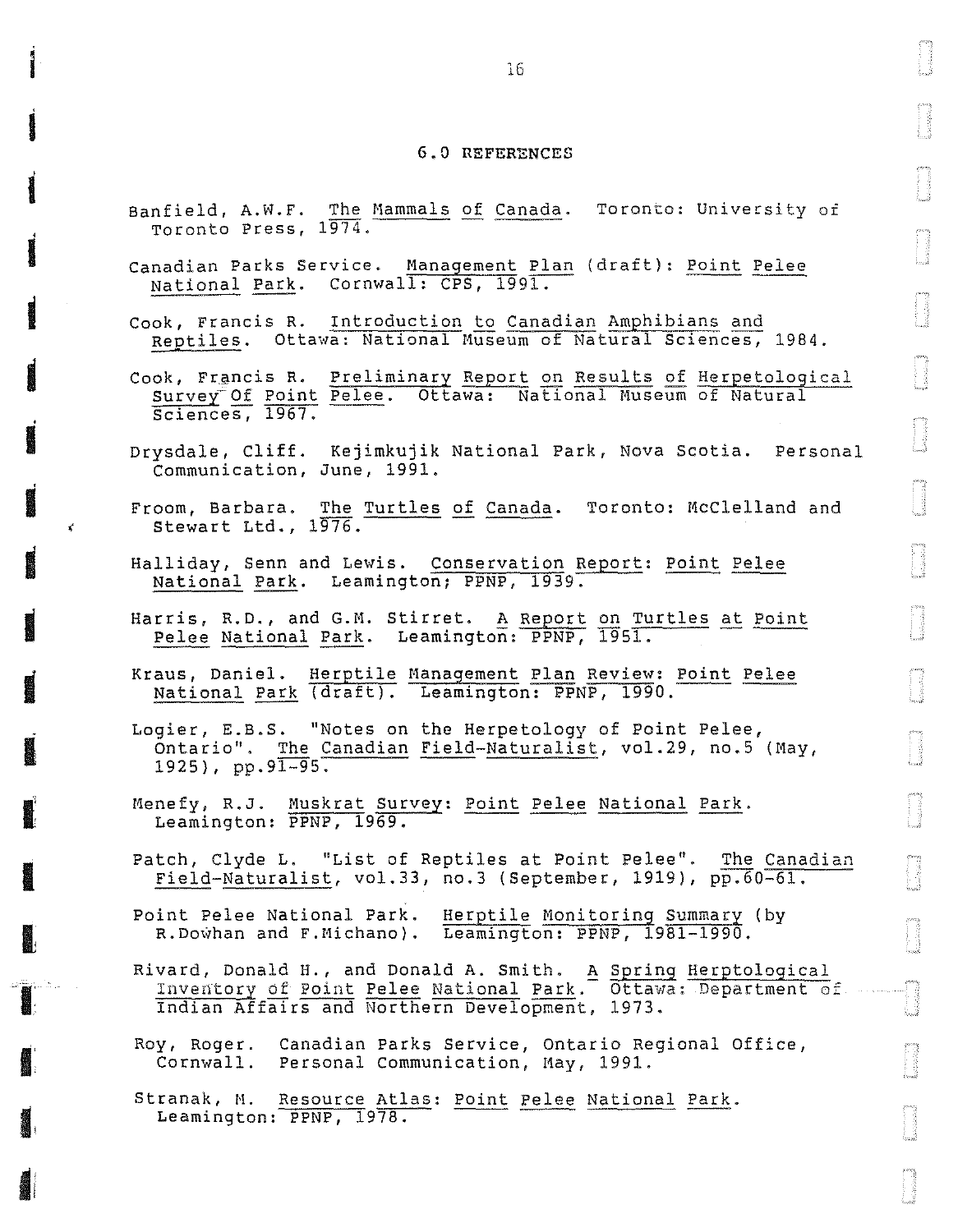## 6.0 REFERENCES

Banfield, A.W.F. The Mammals of Canada. Toronto: University of Toronto Press, 1974.

Canadian Parks Service. Management Plan (draft): Point Pelee National Park. Cornwall: CPS, 1991.

Cook, Francis R. Introduction to Canadian Amphibians and Reptiles. Ottawa: National Museum of Natural Sciences, 1984.

Cook, Francis R. Preliminary Report on Results of Herpetological Survey Of Point Pelee. Ottawa: National Museum of Natural Sciences, 1967.

Drysdale, Cliff. Kejimkujik National Park, Nova Scotia. Personal Communication, June, 1991.

Froom, Barbara. The Turtles of Canada. Toronto: McClelland and Stewart Ltd., 1976.

Halliday, Senn and Lewis. Conservation Report: Point Pelee National Park. Leamington; PPNP, 1939.

Harris, R.D., and G.M. Stirret. A Report on Turtles at Point Pelee National Park. Leamington: PPNP, 1951.

Kraus, Daniel. Herptile Management Plan Review: Point Pelee National Park (draft). Leamington: PPNP, 1990.

Logier, E.B.S. "Notes on the Herpetology of Point Pelee, Ontario". The Canadian Field-Naturalist, vol.29, no.5 (May, 1925), pp.91-95.

Menefy, R.J. Muskrat Survey: Point Pelee National Park. Leamington: PPNP, 1969.

Patch, Clyde L. "List of Reptiles at Point Pelee". The Canadian Field-Naturalist, vol.33, no.3 (September, 1919), pp.60-61.

Point Pelee National Park. Herptile Monitoring Summary (by R.Dowhan and F.Michano). Leamington: PPNP, 1981-1990.

Rivard, Donald H., and Donald A. Smith. A Spring Herptological Inventory of Point Pelee National Park. Ottawa: Department of Indian Affairs and Northern Development, 1973.

Roy, Roger. Canadian Parks Service, Ontario Regional Office, Cornwall. Personal Communication, May, 1991.

Stranak, M. Resource Atlas: Point Pelee National Park. Leamington: PPNP, 1978.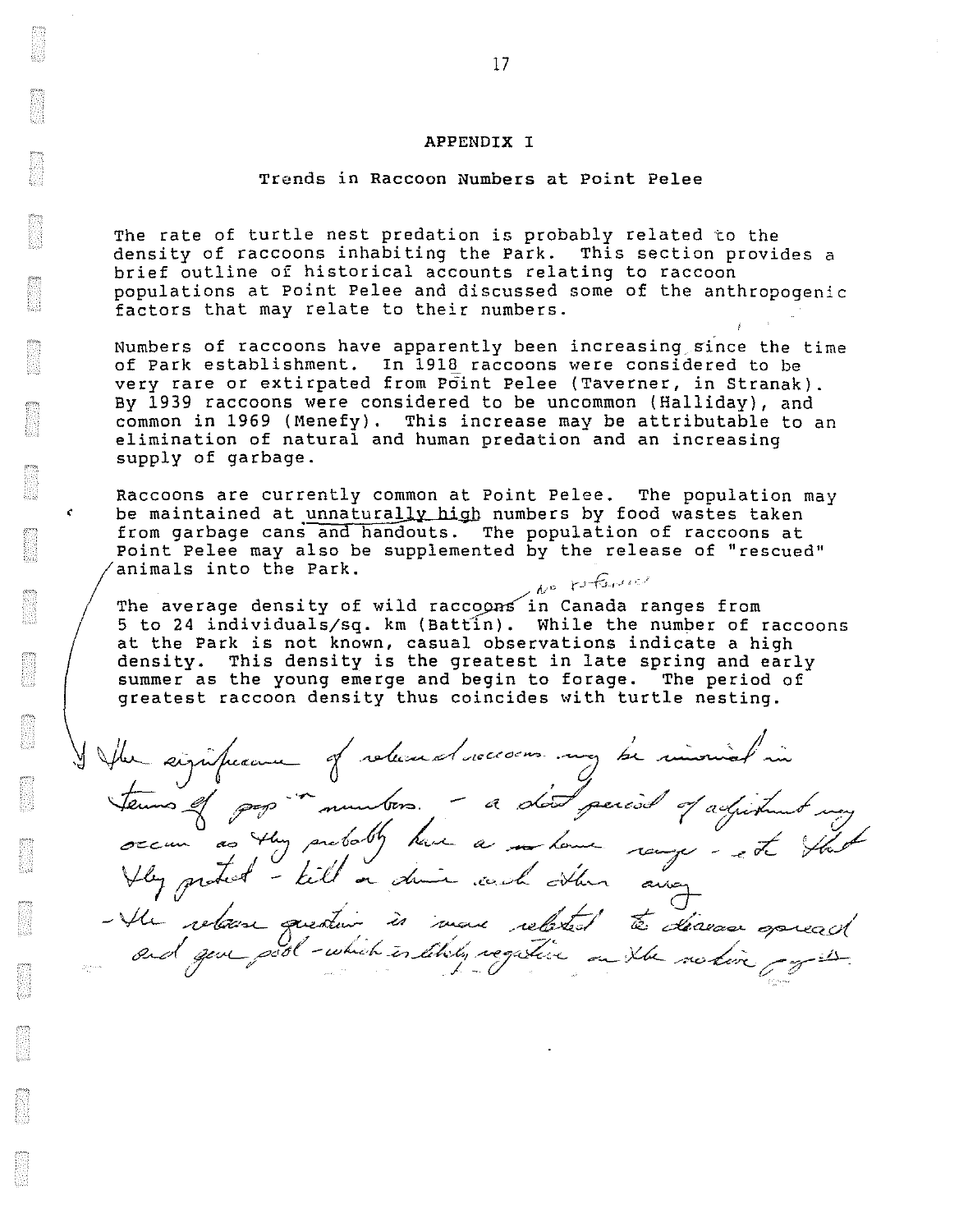# APPENDIX I

## Trends in Raccoon Numbers at Point Pelee

The rate of turtle nest predation is probably related to the density of raccoons inhabiting the Park. This section provides a brief outline of historical accounts relating to raccoon populations at Point Pelee and discussed some of the anthropogenic factors that may relate to their numbers.

Numbers of raccoons have apparently been increasing since the time of Park establishment. In 1918 raccoons were considered to be very rare or extirpated from Point Pelee (Taverner, in Stranak). By 1939 raccoons were considered to be uncommon (Halliday), and common in 1969 (Menefy). This increase may be attributable to an elimination of natural and human predation and an increasing supply of garbage.

Raccoons are currently common at Point Pelee. The population may be maintained at unnaturally high numbers by food wastes taken from garbage cans and handouts. The population of raccoons at Point Pelee may also be supplemented by the release of "rescued" animals into the Park.

The average density of wild raccoons in Canada ranges from 5 to 24 individuals/sq. km (Battin). While the number of raccoons at the Park is not known, casual observations indicate a high density. This density is the greatest in late spring and early summer as the young emerge and begin to forage. The period of greatest raccoon density thus coincides with turtle nesting.

*[Handwritten note: "no reference"]*

*[Handwritten:]* The significance of released raccoons may be minimal in terms of pop'n numbers. - a short period of adjustment may occur as they probably have a home range - etc that they protect - kill or drive each other away
- the release question is more related to disease spread and gene pool - which is likely negative on the native pop'n.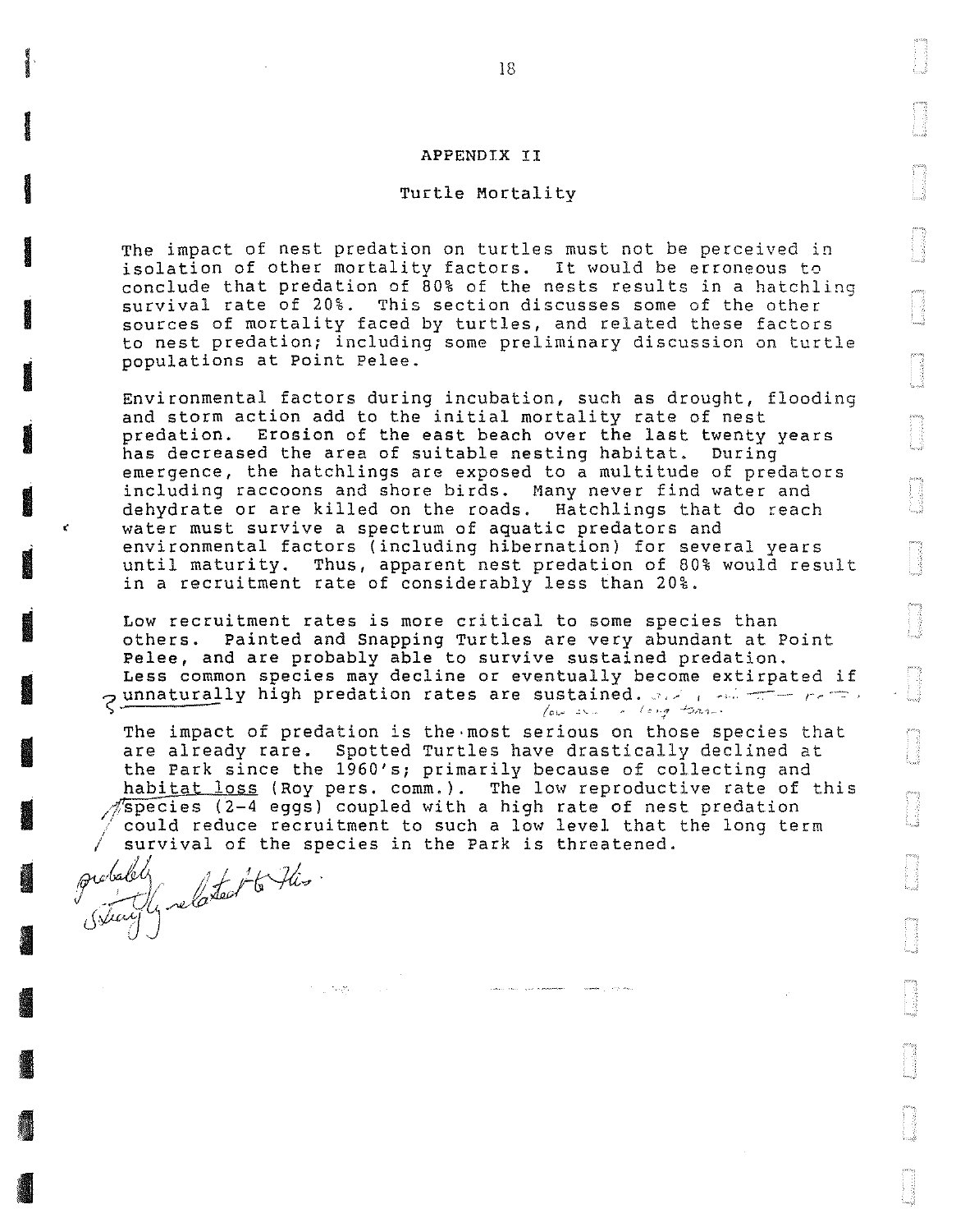## APPENDIX II

### Turtle Mortality

The impact of nest predation on turtles must not be perceived in isolation of other mortality factors. It would be erroneous to conclude that predation of 80% of the nests results in a hatchling survival rate of 20%. This section discusses some of the other sources of mortality faced by turtles, and related these factors to nest predation; including some preliminary discussion on turtle populations at Point Pelee.

Environmental factors during incubation, such as drought, flooding and storm action add to the initial mortality rate of nest predation. Erosion of the east beach over the last twenty years has decreased the area of suitable nesting habitat. During emergence, the hatchlings are exposed to a multitude of predators including raccoons and shore birds. Many never find water and dehydrate or are killed on the roads. Hatchlings that do reach water must survive a spectrum of aquatic predators and environmental factors (including hibernation) for several years until maturity. Thus, apparent nest predation of 80% would result in a recruitment rate of considerably less than 20%.

Low recruitment rates is more critical to some species than others. Painted and Snapping Turtles are very abundant at Point Pelee, and are probably able to survive sustained predation. Less common species may decline or eventually become extirpated if unnaturally high predation rates are sustained.

The impact of predation is the most serious on those species that are already rare. Spotted Turtles have drastically declined at the Park since the 1960's; primarily because of collecting and habitat loss (Roy pers. comm.). The low reproductive rate of this species (2-4 eggs) coupled with a high rate of nest predation could reduce recruitment to such a low level that the long term survival of the species in the Park is threatened.

probably strongly related to this.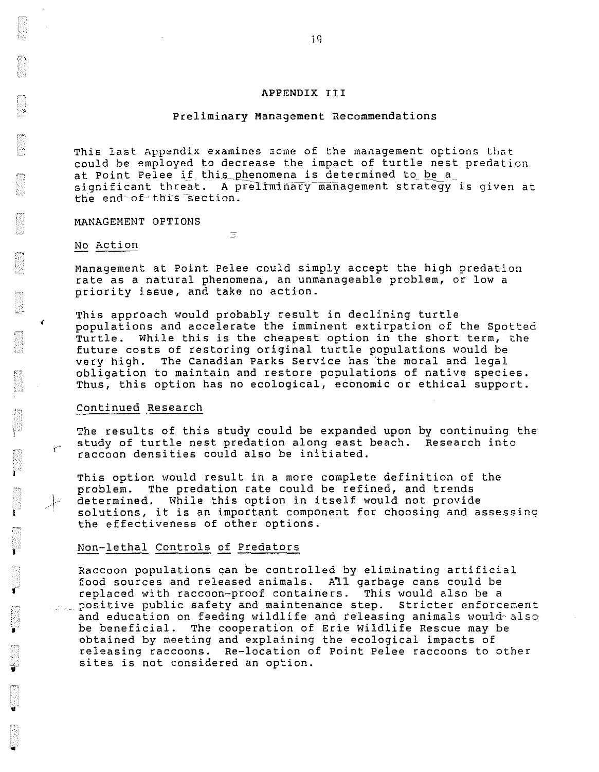# APPENDIX III

## Preliminary Management Recommendations

This last Appendix examines some of the management options that could be employed to decrease the impact of turtle nest predation at Point Pelee if this phenomena is determined to be a significant threat. A preliminary management strategy is given at the end of this section.

### MANAGEMENT OPTIONS

#### No Action

Management at Point Pelee could simply accept the high predation rate as a natural phenomena, an unmanageable problem, or low a priority issue, and take no action.

This approach would probably result in declining turtle populations and accelerate the imminent extirpation of the Spotted Turtle. While this is the cheapest option in the short term, the future costs of restoring original turtle populations would be very high. The Canadian Parks Service has the moral and legal obligation to maintain and restore populations of native species. Thus, this option has no ecological, economic or ethical support.

#### Continued Research

The results of this study could be expanded upon by continuing the study of turtle nest predation along east beach. Research into raccoon densities could also be initiated.

This option would result in a more complete definition of the problem. The predation rate could be refined, and trends determined. While this option in itself would not provide solutions, it is an important component for choosing and assessing the effectiveness of other options.

#### Non-lethal Controls of Predators

Raccoon populations can be controlled by eliminating artificial food sources and released animals. All garbage cans could be replaced with raccoon-proof containers. This would also be a positive public safety and maintenance step. Stricter enforcement and education on feeding wildlife and releasing animals would also be beneficial. The cooperation of Erie Wildlife Rescue may be obtained by meeting and explaining the ecological impacts of releasing raccoons. Re-location of Point Pelee raccoons to other sites is not considered an option.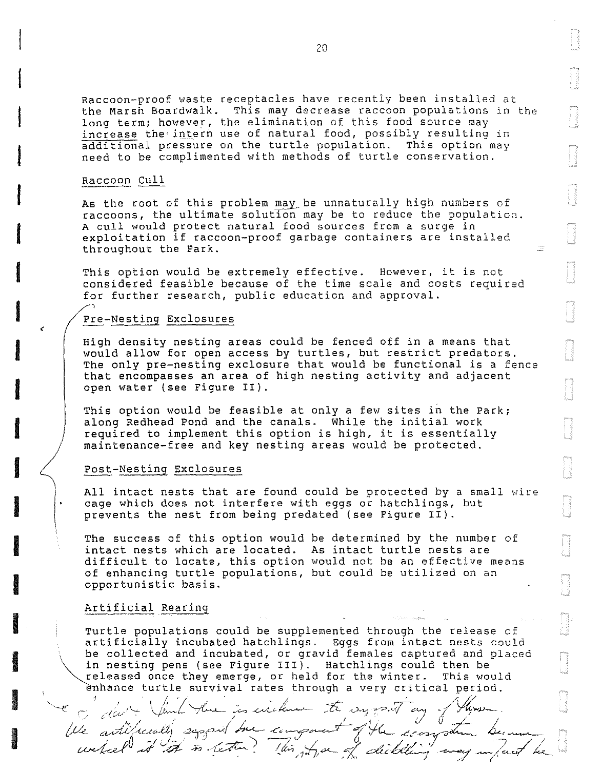Raccoon-proof waste receptacles have recently been installed at the Marsh Boardwalk. This may decrease raccoon populations in the long term; however, the elimination of this food source may <u>increase</u> the intern use of natural food, possibly resulting in additional pressure on the turtle population. This option may need to be complimented with methods of turtle conservation.

## Raccoon Cull

As the root of this problem <u>may</u> be unnaturally high numbers of raccoons, the ultimate solution may be to reduce the population. A cull would protect natural food sources from a surge in exploitation if raccoon-proof garbage containers are installed throughout the Park.

This option would be extremely effective. However, it is not considered feasible because of the time scale and costs required for further research, public education and approval.

## Pre-Nesting Exclosures

High density nesting areas could be fenced off in a means that would allow for open access by turtles, but restrict predators. The only pre-nesting exclosure that would be functional is a fence that encompasses an area of high nesting activity and adjacent open water (see Figure II).

This option would be feasible at only a few sites in the Park; along Redhead Pond and the canals. While the initial work required to implement this option is high, it is essentially maintenance-free and key nesting areas would be protected.

## Post-Nesting Exclosures

All intact nests that are found could be protected by a small wire cage which does not interfere with eggs or hatchlings, but prevents the nest from being predated (see Figure II).

The success of this option would be determined by the number of intact nests which are located. As intact turtle nests are difficult to locate, this option would not be an effective means of enhancing turtle populations, but could be utilized on an opportunistic basis.

## Artificial Rearing

Turtle populations could be supplemented through the release of artificially incubated hatchlings. Eggs from intact nests could be collected and incubated, or gravid females captured and placed in nesting pens (see Figure III). Hatchlings could then be released once they emerge, or held for the winter. This would enhance turtle survival rates through a very critical period.

I don't think there is evidence to support any of these. We artificially support one component of the ecosystem because what is the reason? This type of diddling may in fact be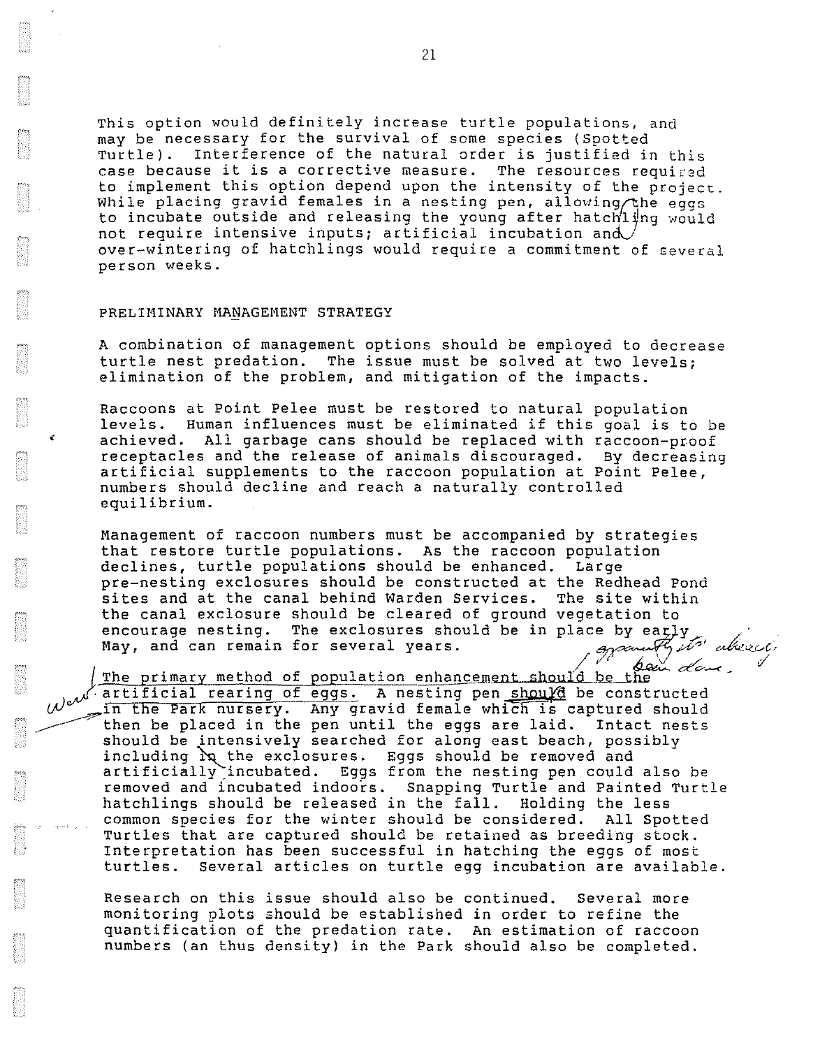This option would definitely increase turtle populations, and may be necessary for the survival of some species (Spotted Turtle). Interference of the natural order is justified in this case because it is a corrective measure. The resources required to implement this option depend upon the intensity of the project. While placing gravid females in a nesting pen, allowing the eggs to incubate outside and releasing the young after hatchling would not require intensive inputs; artificial incubation and over-wintering of hatchlings would require a commitment of several person weeks.

PRELIMINARY MANAGEMENT STRATEGY

A combination of management options should be employed to decrease turtle nest predation. The issue must be solved at two levels; elimination of the problem, and mitigation of the impacts.

Raccoons at Point Pelee must be restored to natural population levels. Human influences must be eliminated if this goal is to be achieved. All garbage cans should be replaced with raccoon-proof receptacles and the release of animals discouraged. By decreasing artificial supplements to the raccoon population at Point Pelee, numbers should decline and reach a naturally controlled equilibrium.

Management of raccoon numbers must be accompanied by strategies that restore turtle populations. As the raccoon population declines, turtle populations should be enhanced. Large pre-nesting exclosures should be constructed at the Redhead Pond sites and at the canal behind Warden Services. The site within the canal exclosure should be cleared of ground vegetation to encourage nesting. The exclosures should be in place by early May, and can remain for several years.

The primary method of population enhancement should be the artificial rearing of eggs. A nesting pen should be constructed in the Park nursery. Any gravid female which is captured should then be placed in the pen until the eggs are laid. Intact nests should be intensively searched for along east beach, possibly including in the exclosures. Eggs should be removed and artificially incubated. Eggs from the nesting pen could also be removed and incubated indoors. Snapping Turtle and Painted Turtle hatchlings should be released in the fall. Holding the less common species for the winter should be considered. All Spotted Turtles that are captured should be retained as breeding stock. Interpretation has been successful in hatching the eggs of most turtles. Several articles on turtle egg incubation are available.

Research on this issue should also be continued. Several more monitoring plots should be established in order to refine the quantification of the predation rate. An estimation of raccoon numbers (an thus density) in the Park should also be completed.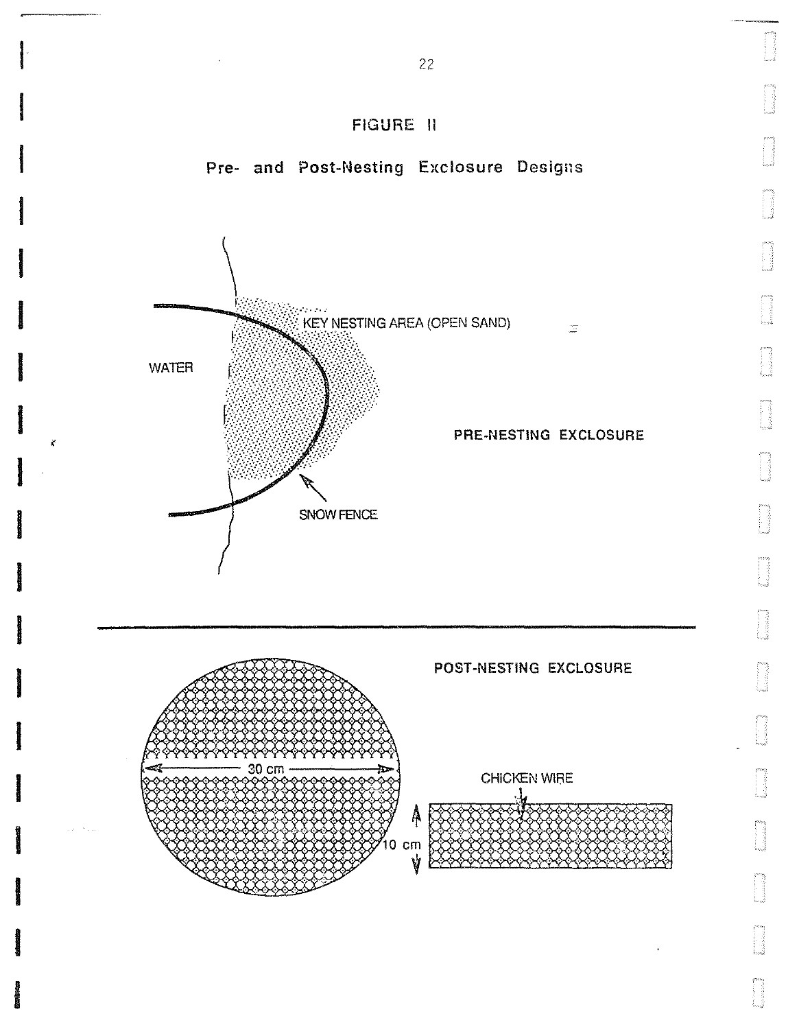# FIGURE II

## Pre- and Post-Nesting Exclosure Designs

KEY NESTING AREA (OPEN SAND)

WATER

PRE-NESTING EXCLOSURE

SNOW FENCE

POST-NESTING EXCLOSURE

30 cm

CHICKEN WIRE

10 cm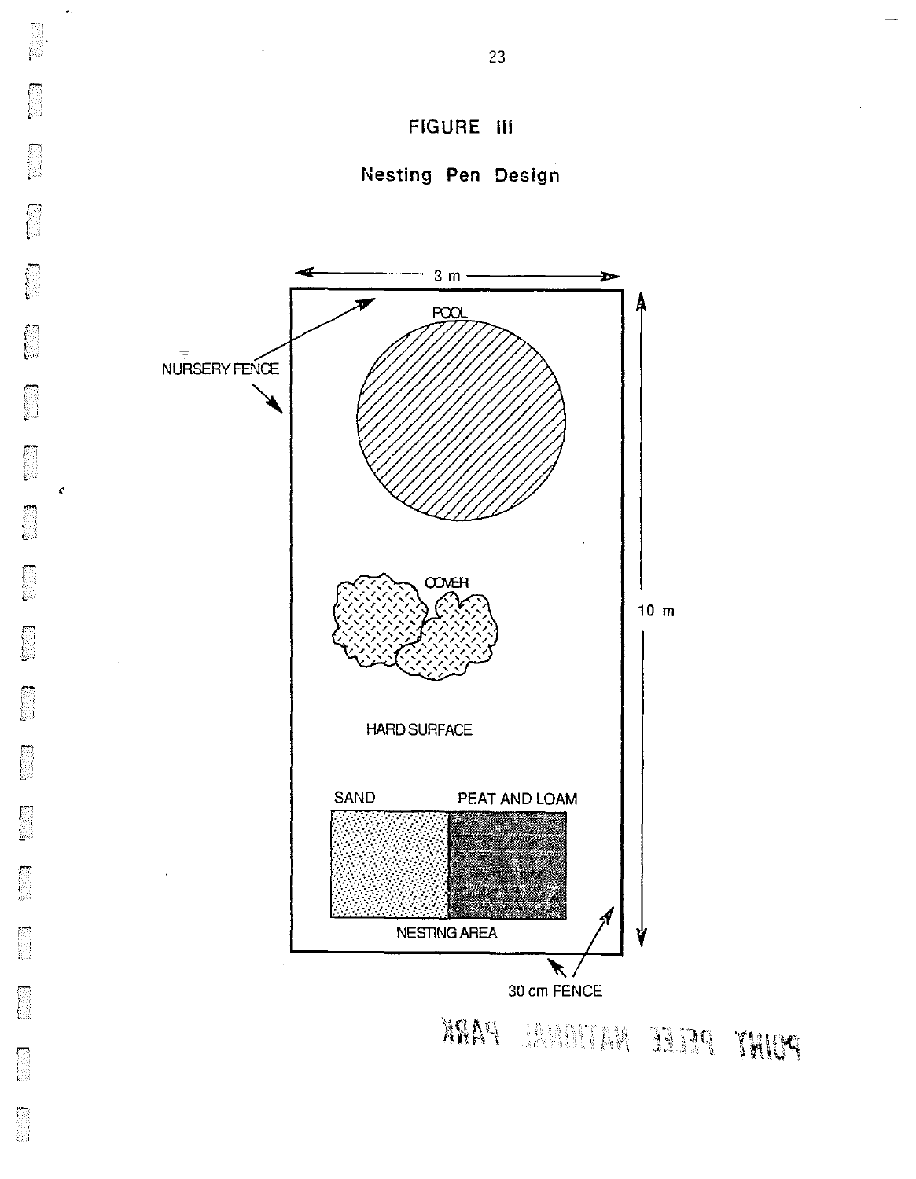# FIGURE III

## Nesting Pen Design

3 m

10 m

NURSERY FENCE

POOL

COVER

HARD SURFACE

SAND

PEAT AND LOAM

NESTING AREA

30 cm FENCE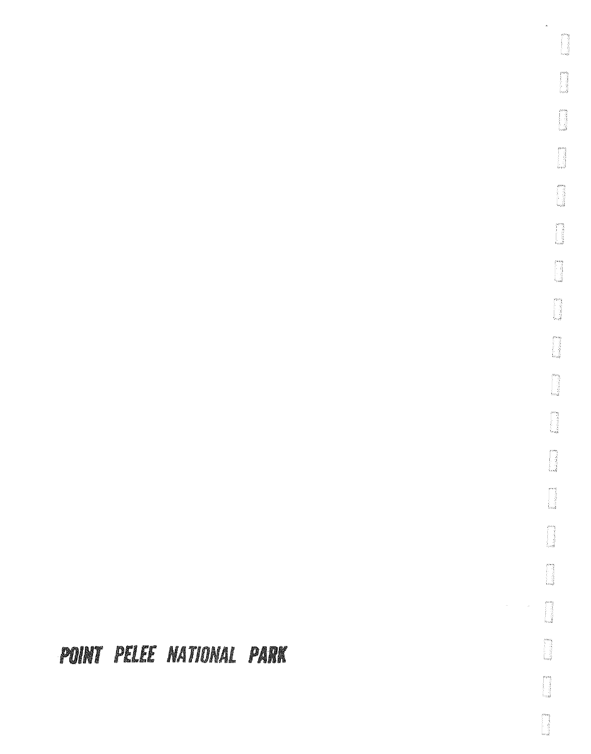POINT PELEE NATIONAL PARK